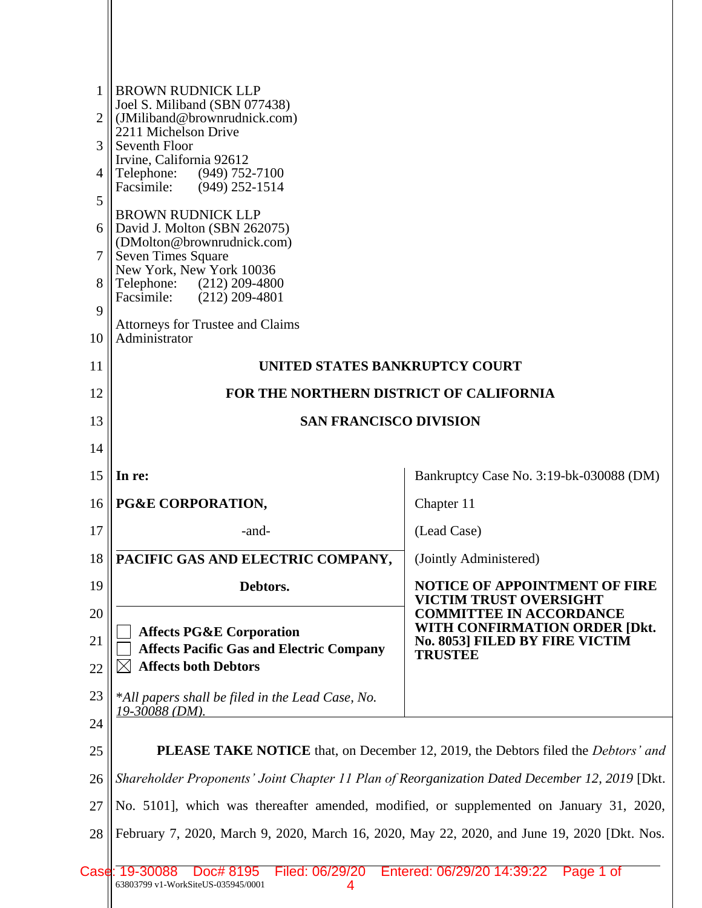BROWN RUDNICK LLP
Joel S. Miliband (SBN 077438)
(JMiliband@brownrudnick.com)
2211 Michelson Drive
Seventh Floor
Irvine, California 92612
Telephone: (949) 752-7100
Facsimile: (949) 252-1514

BROWN RUDNICK LLP
David J. Molton (SBN 262075)
(DMolton@brownrudnick.com)
Seven Times Square
New York, New York 10036
Telephone: (212) 209-4800
Facsimile: (212) 209-4801

Attorneys for Trustee and Claims Administrator

**UNITED STATES BANKRUPTCY COURT**

**FOR THE NORTHERN DISTRICT OF CALIFORNIA**

**SAN FRANCISCO DIVISION**

| | |
|---|---|
| **In re:** | Bankruptcy Case No. 3:19-bk-030088 (DM) |
| **PG&E CORPORATION,** | Chapter 11 |
| -and- | (Lead Case) |
| **PACIFIC GAS AND ELECTRIC COMPANY,** | (Jointly Administered) |
| **Debtors.** | **NOTICE OF APPOINTMENT OF FIRE VICTIM TRUST OVERSIGHT COMMITTEE IN ACCORDANCE WITH CONFIRMATION ORDER [Dkt. No. 8053] FILED BY FIRE VICTIM TRUSTEE** |
| ☐ **Affects PG&E Corporation**<br>☐ **Affects Pacific Gas and Electric Company**<br>☒ **Affects both Debtors**<br><br>*\*All papers shall be filed in the Lead Case, No. 19-30088 (DM).* | |

**PLEASE TAKE NOTICE** that, on December 12, 2019, the Debtors filed the *Debtors' and Shareholder Proponents' Joint Chapter 11 Plan of Reorganization Dated December 12, 2019* [Dkt. No. 5101], which was thereafter amended, modified, or supplemented on January 31, 2020, February 7, 2020, March 9, 2020, March 16, 2020, May 22, 2020, and June 19, 2020 [Dkt. Nos.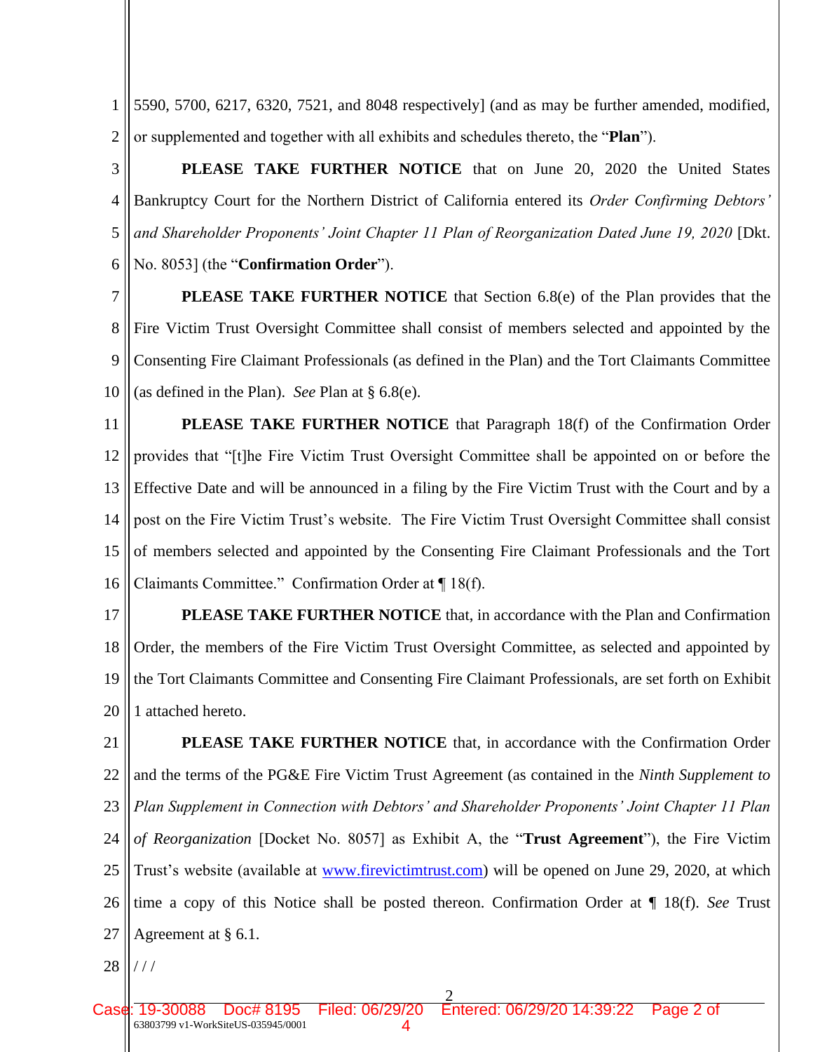5590, 5700, 6217, 6320, 7521, and 8048 respectively] (and as may be further amended, modified, or supplemented and together with all exhibits and schedules thereto, the "**Plan**").

**PLEASE TAKE FURTHER NOTICE** that on June 20, 2020 the United States Bankruptcy Court for the Northern District of California entered its *Order Confirming Debtors' and Shareholder Proponents' Joint Chapter 11 Plan of Reorganization Dated June 19, 2020* [Dkt. No. 8053] (the "**Confirmation Order**").

**PLEASE TAKE FURTHER NOTICE** that Section 6.8(e) of the Plan provides that the Fire Victim Trust Oversight Committee shall consist of members selected and appointed by the Consenting Fire Claimant Professionals (as defined in the Plan) and the Tort Claimants Committee (as defined in the Plan). *See* Plan at § 6.8(e).

**PLEASE TAKE FURTHER NOTICE** that Paragraph 18(f) of the Confirmation Order provides that "[t]he Fire Victim Trust Oversight Committee shall be appointed on or before the Effective Date and will be announced in a filing by the Fire Victim Trust with the Court and by a post on the Fire Victim Trust's website. The Fire Victim Trust Oversight Committee shall consist of members selected and appointed by the Consenting Fire Claimant Professionals and the Tort Claimants Committee." Confirmation Order at ¶ 18(f).

**PLEASE TAKE FURTHER NOTICE** that, in accordance with the Plan and Confirmation Order, the members of the Fire Victim Trust Oversight Committee, as selected and appointed by the Tort Claimants Committee and Consenting Fire Claimant Professionals, are set forth on Exhibit 1 attached hereto.

**PLEASE TAKE FURTHER NOTICE** that, in accordance with the Confirmation Order and the terms of the PG&E Fire Victim Trust Agreement (as contained in the *Ninth Supplement to Plan Supplement in Connection with Debtors' and Shareholder Proponents' Joint Chapter 11 Plan of Reorganization* [Docket No. 8057] as Exhibit A, the "**Trust Agreement**"), the Fire Victim Trust's website (available at www.firevictimtrust.com) will be opened on June 29, 2020, at which time a copy of this Notice shall be posted thereon. Confirmation Order at ¶ 18(f). *See* Trust Agreement at § 6.1.

/ / /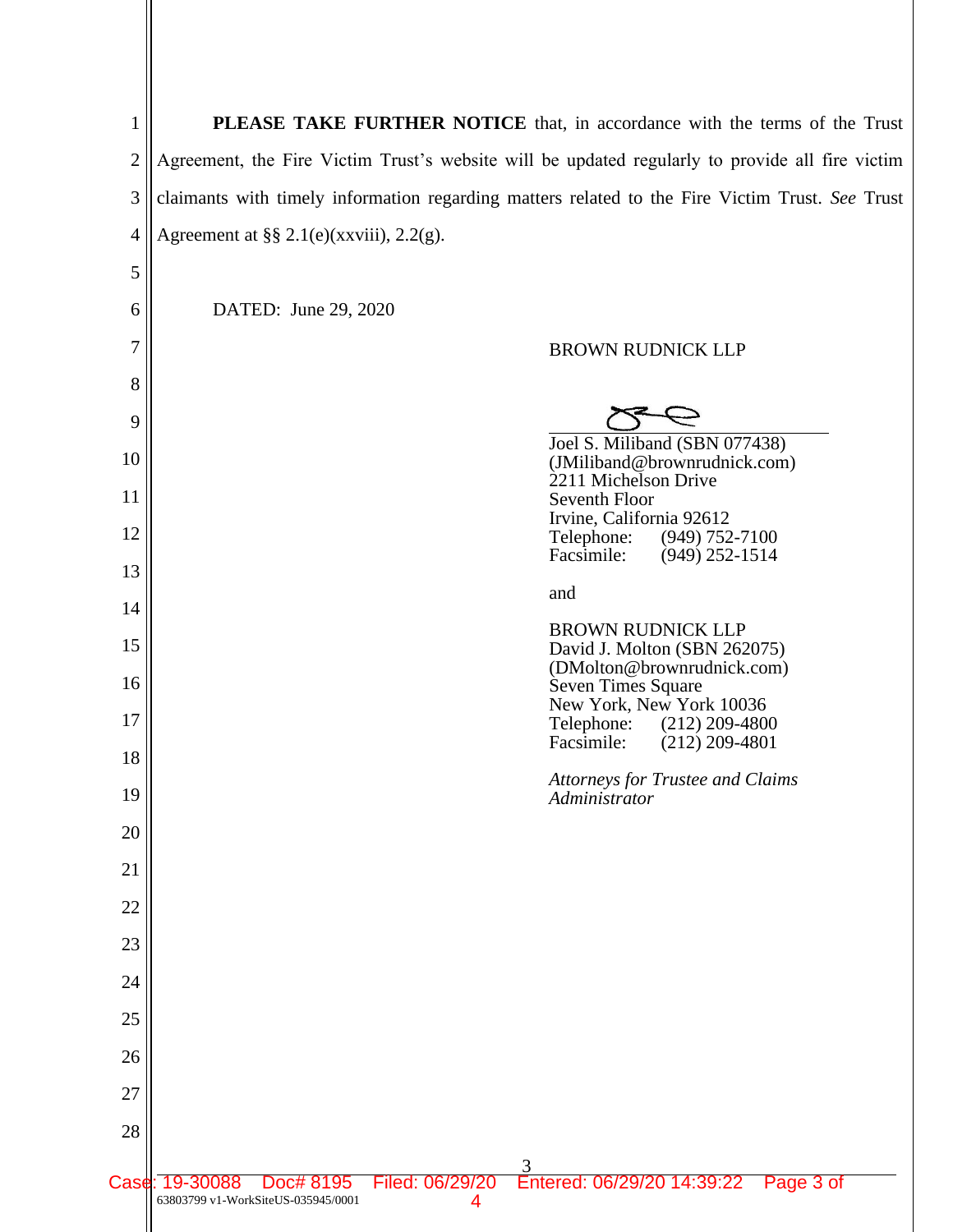**PLEASE TAKE FURTHER NOTICE** that, in accordance with the terms of the Trust Agreement, the Fire Victim Trust's website will be updated regularly to provide all fire victim claimants with timely information regarding matters related to the Fire Victim Trust. *See* Trust Agreement at §§ 2.1(e)(xxviii), 2.2(g).

DATED: June 29, 2020

BROWN RUDNICK LLP

Joel S. Miliband (SBN 077438)
(JMiliband@brownrudnick.com)
2211 Michelson Drive
Seventh Floor
Irvine, California 92612
Telephone: (949) 752-7100
Facsimile: (949) 252-1514

and

BROWN RUDNICK LLP
David J. Molton (SBN 262075)
(DMolton@brownrudnick.com)
Seven Times Square
New York, New York 10036
Telephone: (212) 209-4800
Facsimile: (212) 209-4801

*Attorneys for Trustee and Claims Administrator*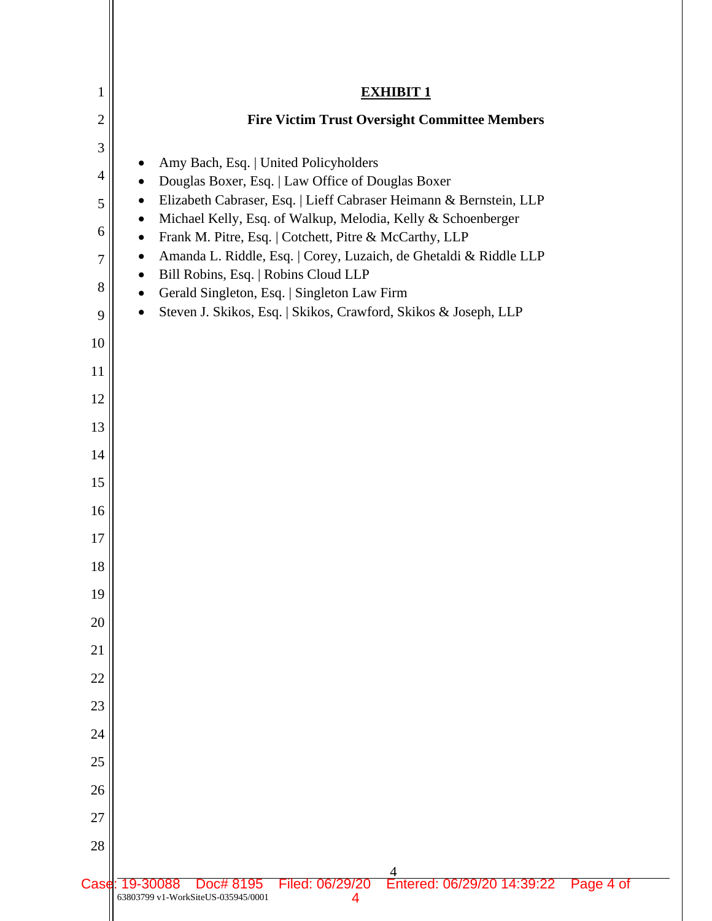**EXHIBIT 1**

**Fire Victim Trust Oversight Committee Members**

- Amy Bach, Esq. | United Policyholders
- Douglas Boxer, Esq. | Law Office of Douglas Boxer
- Elizabeth Cabraser, Esq. | Lieff Cabraser Heimann & Bernstein, LLP
- Michael Kelly, Esq. of Walkup, Melodia, Kelly & Schoenberger
- Frank M. Pitre, Esq. | Cotchett, Pitre & McCarthy, LLP
- Amanda L. Riddle, Esq. | Corey, Luzaich, de Ghetaldi & Riddle LLP
- Bill Robins, Esq. | Robins Cloud LLP
- Gerald Singleton, Esq. | Singleton Law Firm
- Steven J. Skikos, Esq. | Skikos, Crawford, Skikos & Joseph, LLP